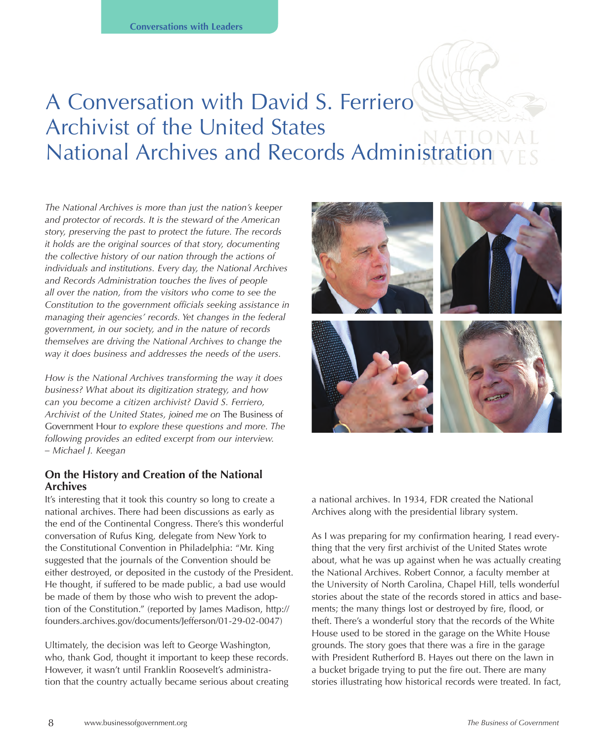# A Conversation with David S. Ferriero
# Archivist of the United States
# National Archives and Records Administration

*The National Archives is more than just the nation's keeper and protector of records. It is the steward of the American story, preserving the past to protect the future. The records it holds are the original sources of that story, documenting the collective history of our nation through the actions of individuals and institutions. Every day, the National Archives and Records Administration touches the lives of people all over the nation, from the visitors who come to see the Constitution to the government officials seeking assistance in managing their agencies' records. Yet changes in the federal government, in our society, and in the nature of records themselves are driving the National Archives to change the way it does business and addresses the needs of the users.*

*How is the National Archives transforming the way it does business? What about its digitization strategy, and how can you become a citizen archivist? David S. Ferriero, Archivist of the United States, joined me on* The Business of Government Hour *to explore these questions and more. The following provides an edited excerpt from our interview.*
*– Michael J. Keegan*

### On the History and Creation of the National Archives

It's interesting that it took this country so long to create a national archives. There had been discussions as early as the end of the Continental Congress. There's this wonderful conversation of Rufus King, delegate from New York to the Constitutional Convention in Philadelphia: "Mr. King suggested that the journals of the Convention should be either destroyed, or deposited in the custody of the President. He thought, if suffered to be made public, a bad use would be made of them by those who wish to prevent the adoption of the Constitution." (reported by James Madison, http://founders.archives.gov/documents/Jefferson/01-29-02-0047)

Ultimately, the decision was left to George Washington, who, thank God, thought it important to keep these records. However, it wasn't until Franklin Roosevelt's administration that the country actually became serious about creating a national archives. In 1934, FDR created the National Archives along with the presidential library system.

As I was preparing for my confirmation hearing, I read everything that the very first archivist of the United States wrote about, what he was up against when he was actually creating the National Archives. Robert Connor, a faculty member at the University of North Carolina, Chapel Hill, tells wonderful stories about the state of the records stored in attics and basements; the many things lost or destroyed by fire, flood, or theft. There's a wonderful story that the records of the White House used to be stored in the garage on the White House grounds. The story goes that there was a fire in the garage with President Rutherford B. Hayes out there on the lawn in a bucket brigade trying to put the fire out. There are many stories illustrating how historical records were treated. In fact,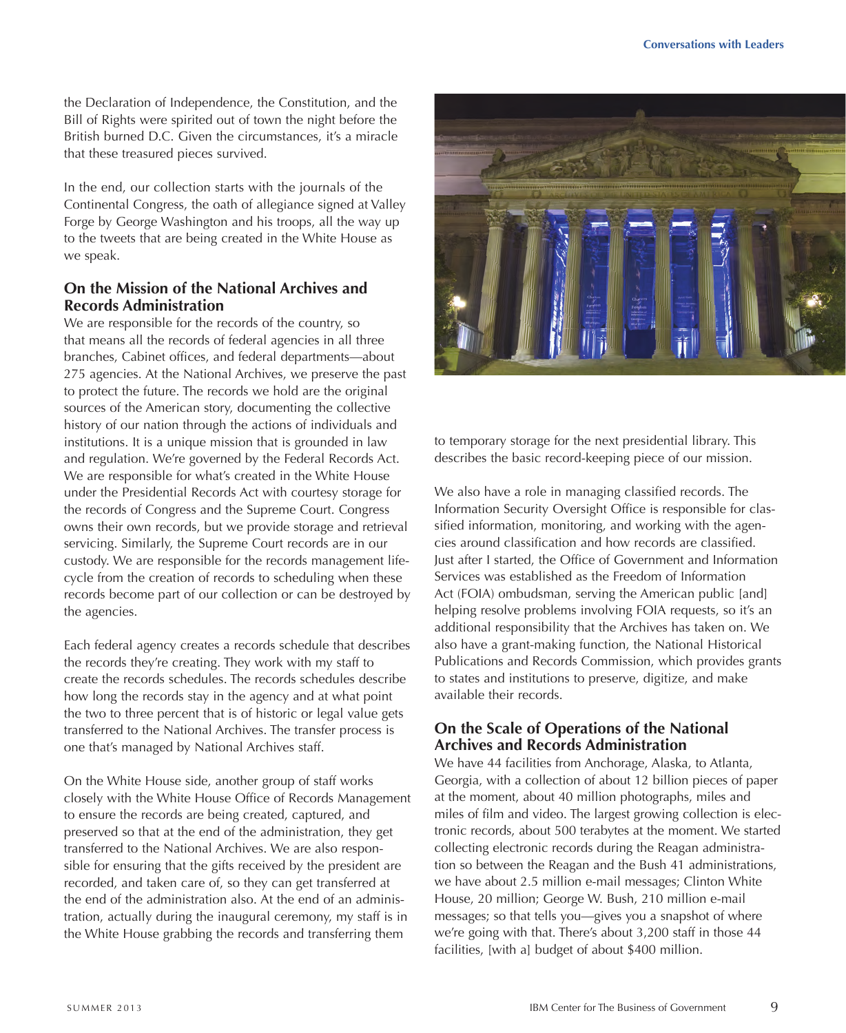the Declaration of Independence, the Constitution, and the Bill of Rights were spirited out of town the night before the British burned D.C. Given the circumstances, it's a miracle that these treasured pieces survived.

In the end, our collection starts with the journals of the Continental Congress, the oath of allegiance signed at Valley Forge by George Washington and his troops, all the way up to the tweets that are being created in the White House as we speak.

### On the Mission of the National Archives and Records Administration

We are responsible for the records of the country, so that means all the records of federal agencies in all three branches, Cabinet offices, and federal departments—about 275 agencies. At the National Archives, we preserve the past to protect the future. The records we hold are the original sources of the American story, documenting the collective history of our nation through the actions of individuals and institutions. It is a unique mission that is grounded in law and regulation. We're governed by the Federal Records Act. We are responsible for what's created in the White House under the Presidential Records Act with courtesy storage for the records of Congress and the Supreme Court. Congress owns their own records, but we provide storage and retrieval servicing. Similarly, the Supreme Court records are in our custody. We are responsible for the records management lifecycle from the creation of records to scheduling when these records become part of our collection or can be destroyed by the agencies.

Each federal agency creates a records schedule that describes the records they're creating. They work with my staff to create the records schedules. The records schedules describe how long the records stay in the agency and at what point the two to three percent that is of historic or legal value gets transferred to the National Archives. The transfer process is one that's managed by National Archives staff.

On the White House side, another group of staff works closely with the White House Office of Records Management to ensure the records are being created, captured, and preserved so that at the end of the administration, they get transferred to the National Archives. We are also responsible for ensuring that the gifts received by the president are recorded, and taken care of, so they can get transferred at the end of the administration also. At the end of an administration, actually during the inaugural ceremony, my staff is in the White House grabbing the records and transferring them to temporary storage for the next presidential library. This describes the basic record-keeping piece of our mission.

We also have a role in managing classified records. The Information Security Oversight Office is responsible for classified information, monitoring, and working with the agencies around classification and how records are classified. Just after I started, the Office of Government and Information Services was established as the Freedom of Information Act (FOIA) ombudsman, serving the American public [and] helping resolve problems involving FOIA requests, so it's an additional responsibility that the Archives has taken on. We also have a grant-making function, the National Historical Publications and Records Commission, which provides grants to states and institutions to preserve, digitize, and make available their records.

### On the Scale of Operations of the National Archives and Records Administration

We have 44 facilities from Anchorage, Alaska, to Atlanta, Georgia, with a collection of about 12 billion pieces of paper at the moment, about 40 million photographs, miles and miles of film and video. The largest growing collection is electronic records, about 500 terabytes at the moment. We started collecting electronic records during the Reagan administration so between the Reagan and the Bush 41 administrations, we have about 2.5 million e-mail messages; Clinton White House, 20 million; George W. Bush, 210 million e-mail messages; so that tells you—gives you a snapshot of where we're going with that. There's about 3,200 staff in those 44 facilities, [with a] budget of about $400 million.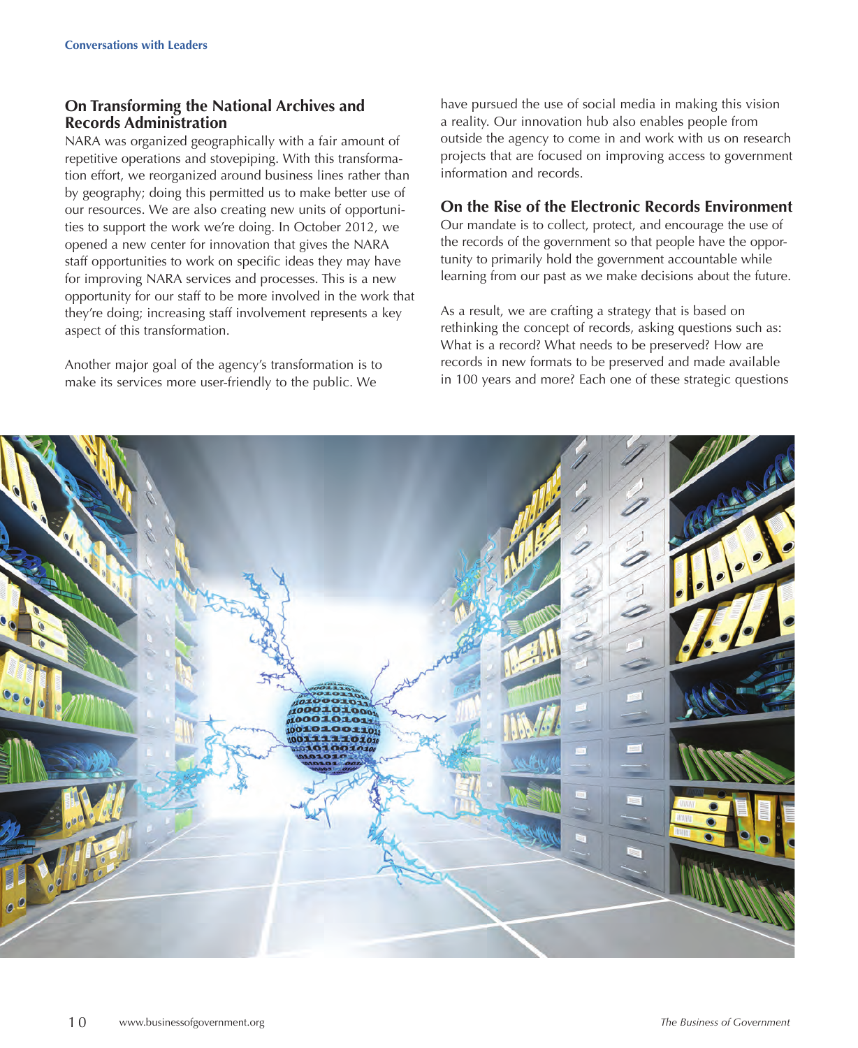## On Transforming the National Archives and Records Administration

NARA was organized geographically with a fair amount of repetitive operations and stovepiping. With this transformation effort, we reorganized around business lines rather than by geography; doing this permitted us to make better use of our resources. We are also creating new units of opportunities to support the work we're doing. In October 2012, we opened a new center for innovation that gives the NARA staff opportunities to work on specific ideas they may have for improving NARA services and processes. This is a new opportunity for our staff to be more involved in the work that they're doing; increasing staff involvement represents a key aspect of this transformation.

Another major goal of the agency's transformation is to make its services more user-friendly to the public. We have pursued the use of social media in making this vision a reality. Our innovation hub also enables people from outside the agency to come in and work with us on research projects that are focused on improving access to government information and records.

## On the Rise of the Electronic Records Environment

Our mandate is to collect, protect, and encourage the use of the records of the government so that people have the opportunity to primarily hold the government accountable while learning from our past as we make decisions about the future.

As a result, we are crafting a strategy that is based on rethinking the concept of records, asking questions such as: What is a record? What needs to be preserved? How are records in new formats to be preserved and made available in 100 years and more? Each one of these strategic questions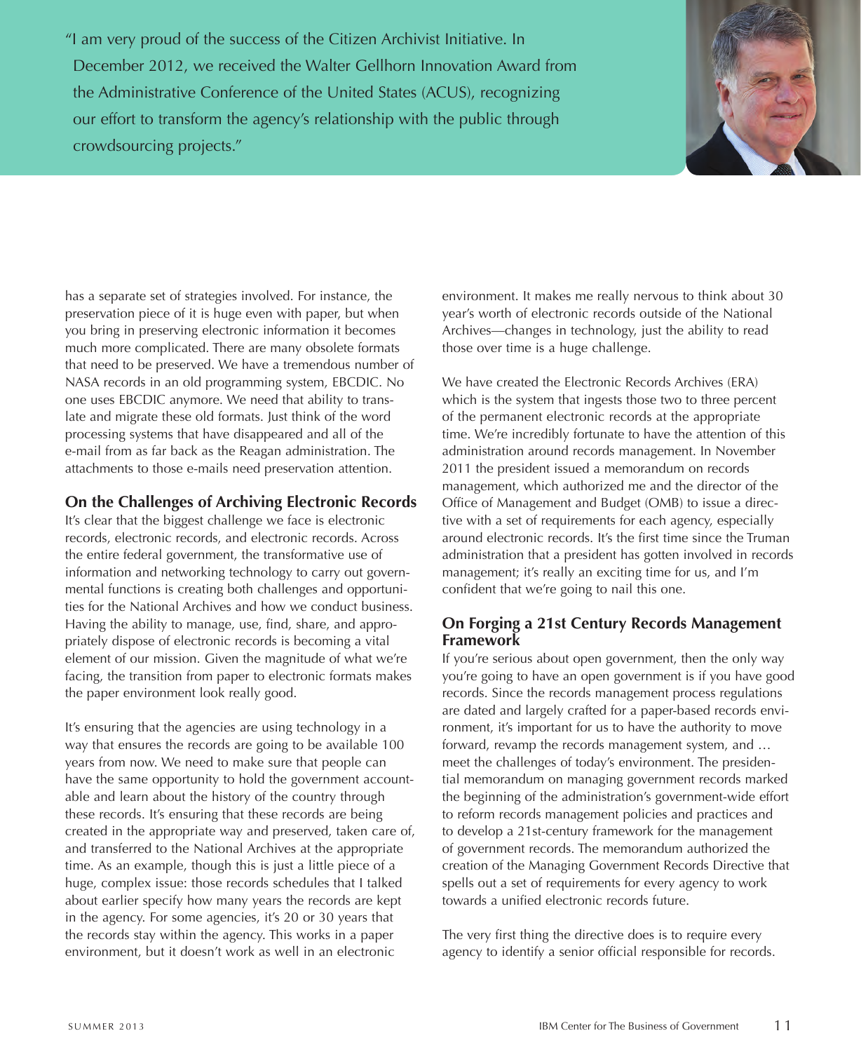"I am very proud of the success of the Citizen Archivist Initiative. In December 2012, we received the Walter Gellhorn Innovation Award from the Administrative Conference of the United States (ACUS), recognizing our effort to transform the agency's relationship with the public through crowdsourcing projects."

has a separate set of strategies involved. For instance, the preservation piece of it is huge even with paper, but when you bring in preserving electronic information it becomes much more complicated. There are many obsolete formats that need to be preserved. We have a tremendous number of NASA records in an old programming system, EBCDIC. No one uses EBCDIC anymore. We need that ability to translate and migrate these old formats. Just think of the word processing systems that have disappeared and all of the e-mail from as far back as the Reagan administration. The attachments to those e-mails need preservation attention.

### On the Challenges of Archiving Electronic Records

It's clear that the biggest challenge we face is electronic records, electronic records, and electronic records. Across the entire federal government, the transformative use of information and networking technology to carry out governmental functions is creating both challenges and opportunities for the National Archives and how we conduct business. Having the ability to manage, use, find, share, and appropriately dispose of electronic records is becoming a vital element of our mission. Given the magnitude of what we're facing, the transition from paper to electronic formats makes the paper environment look really good.

It's ensuring that the agencies are using technology in a way that ensures the records are going to be available 100 years from now. We need to make sure that people can have the same opportunity to hold the government accountable and learn about the history of the country through these records. It's ensuring that these records are being created in the appropriate way and preserved, taken care of, and transferred to the National Archives at the appropriate time. As an example, though this is just a little piece of a huge, complex issue: those records schedules that I talked about earlier specify how many years the records are kept in the agency. For some agencies, it's 20 or 30 years that the records stay within the agency. This works in a paper environment, but it doesn't work as well in an electronic environment. It makes me really nervous to think about 30 year's worth of electronic records outside of the National Archives—changes in technology, just the ability to read those over time is a huge challenge.

We have created the Electronic Records Archives (ERA) which is the system that ingests those two to three percent of the permanent electronic records at the appropriate time. We're incredibly fortunate to have the attention of this administration around records management. In November 2011 the president issued a memorandum on records management, which authorized me and the director of the Office of Management and Budget (OMB) to issue a directive with a set of requirements for each agency, especially around electronic records. It's the first time since the Truman administration that a president has gotten involved in records management; it's really an exciting time for us, and I'm confident that we're going to nail this one.

### On Forging a 21st Century Records Management Framework

If you're serious about open government, then the only way you're going to have an open government is if you have good records. Since the records management process regulations are dated and largely crafted for a paper-based records environment, it's important for us to have the authority to move forward, revamp the records management system, and … meet the challenges of today's environment. The presidential memorandum on managing government records marked the beginning of the administration's government-wide effort to reform records management policies and practices and to develop a 21st-century framework for the management of government records. The memorandum authorized the creation of the Managing Government Records Directive that spells out a set of requirements for every agency to work towards a unified electronic records future.

The very first thing the directive does is to require every agency to identify a senior official responsible for records.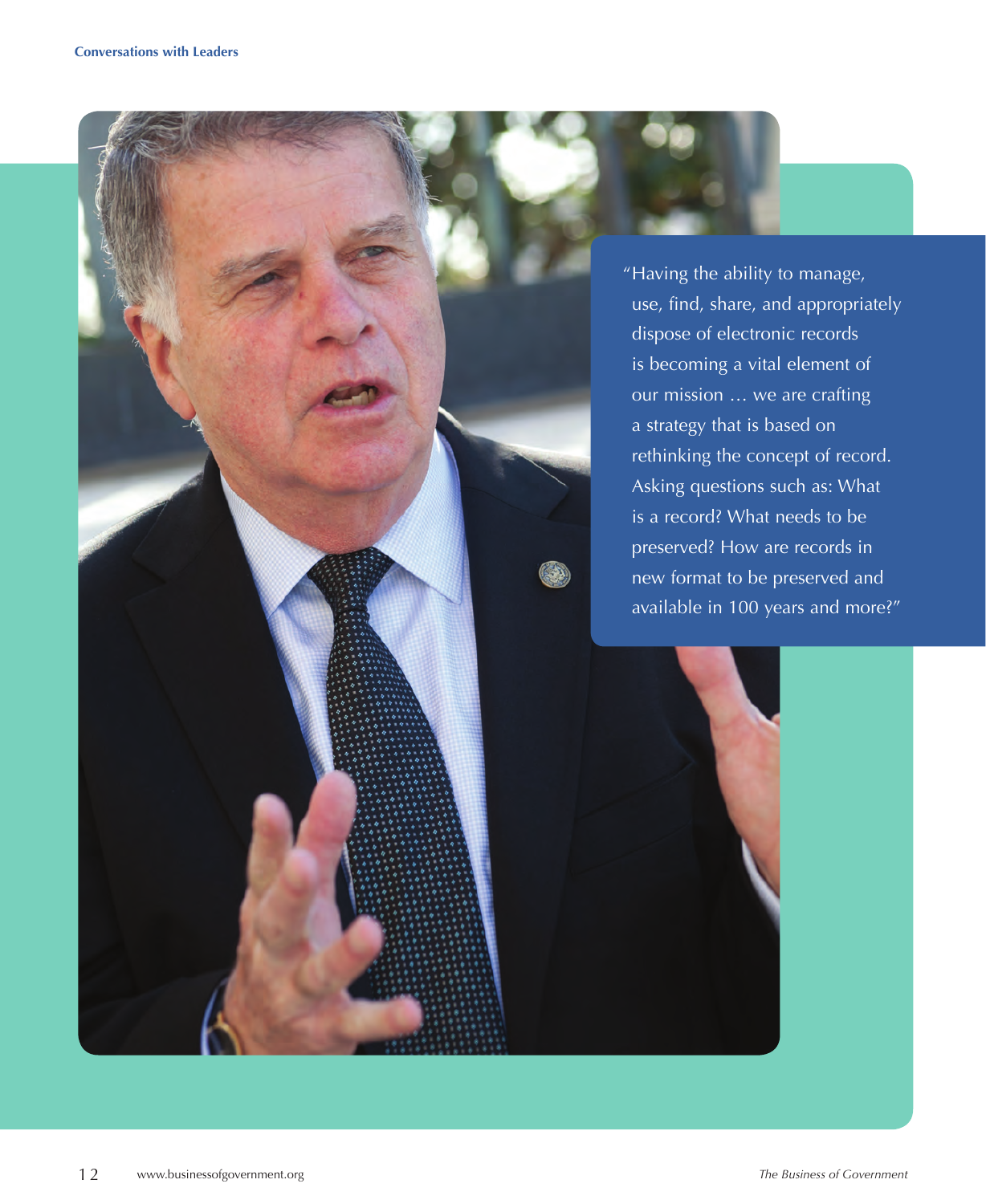"Having the ability to manage, use, find, share, and appropriately dispose of electronic records is becoming a vital element of our mission … we are crafting a strategy that is based on rethinking the concept of record. Asking questions such as: What is a record? What needs to be preserved? How are records in new format to be preserved and available in 100 years and more?"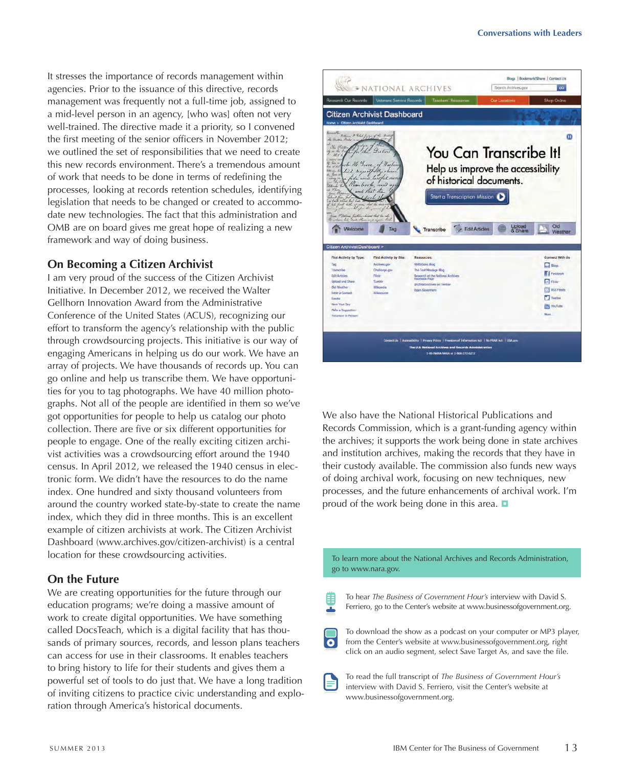It stresses the importance of records management within agencies. Prior to the issuance of this directive, records management was frequently not a full-time job, assigned to a mid-level person in an agency, [who was] often not very well-trained. The directive made it a priority, so I convened the first meeting of the senior officers in November 2012; we outlined the set of responsibilities that we need to create this new records environment. There's a tremendous amount of work that needs to be done in terms of redefining the processes, looking at records retention schedules, identifying legislation that needs to be changed or created to accommodate new technologies. The fact that this administration and OMB are on board gives me great hope of realizing a new framework and way of doing business.

## On Becoming a Citizen Archivist

I am very proud of the success of the Citizen Archivist Initiative. In December 2012, we received the Walter Gellhorn Innovation Award from the Administrative Conference of the United States (ACUS), recognizing our effort to transform the agency's relationship with the public through crowdsourcing projects. This initiative is our way of engaging Americans in helping us do our work. We have an array of projects. We have thousands of records up. You can go online and help us transcribe them. We have opportunities for you to tag photographs. We have 40 million photographs. Not all of the people are identified in them so we've got opportunities for people to help us catalog our photo collection. There are five or six different opportunities for people to engage. One of the really exciting citizen archivist activities was a crowdsourcing effort around the 1940 census. In April 2012, we released the 1940 census in electronic form. We didn't have the resources to do the name index. One hundred and sixty thousand volunteers from around the country worked state-by-state to create the name index, which they did in three months. This is an excellent example of citizen archivists at work. The Citizen Archivist Dashboard (www.archives.gov/citizen-archivist) is a central location for these crowdsourcing activities.

## On the Future

We are creating opportunities for the future through our education programs; we're doing a massive amount of work to create digital opportunities. We have something called DocsTeach, which is a digital facility that has thousands of primary sources, records, and lesson plans teachers can access for use in their classrooms. It enables teachers to bring history to life for their students and gives them a powerful set of tools to do just that. We have a long tradition of inviting citizens to practice civic understanding and exploration through America's historical documents.

We also have the National Historical Publications and Records Commission, which is a grant-funding agency within the archives; it supports the work being done in state archives and institution archives, making the records that they have in their custody available. The commission also funds new ways of doing archival work, focusing on new techniques, new processes, and the future enhancements of archival work. I'm proud of the work being done in this area.

To learn more about the National Archives and Records Administration, go to www.nara.gov.

To hear *The Business of Government Hour's* interview with David S. Ferriero, go to the Center's website at www.businessofgovernment.org.

To download the show as a podcast on your computer or MP3 player, from the Center's website at www.businessofgovernment.org, right click on an audio segment, select Save Target As, and save the file.

To read the full transcript of *The Business of Government Hour's* interview with David S. Ferriero, visit the Center's website at www.businessofgovernment.org.